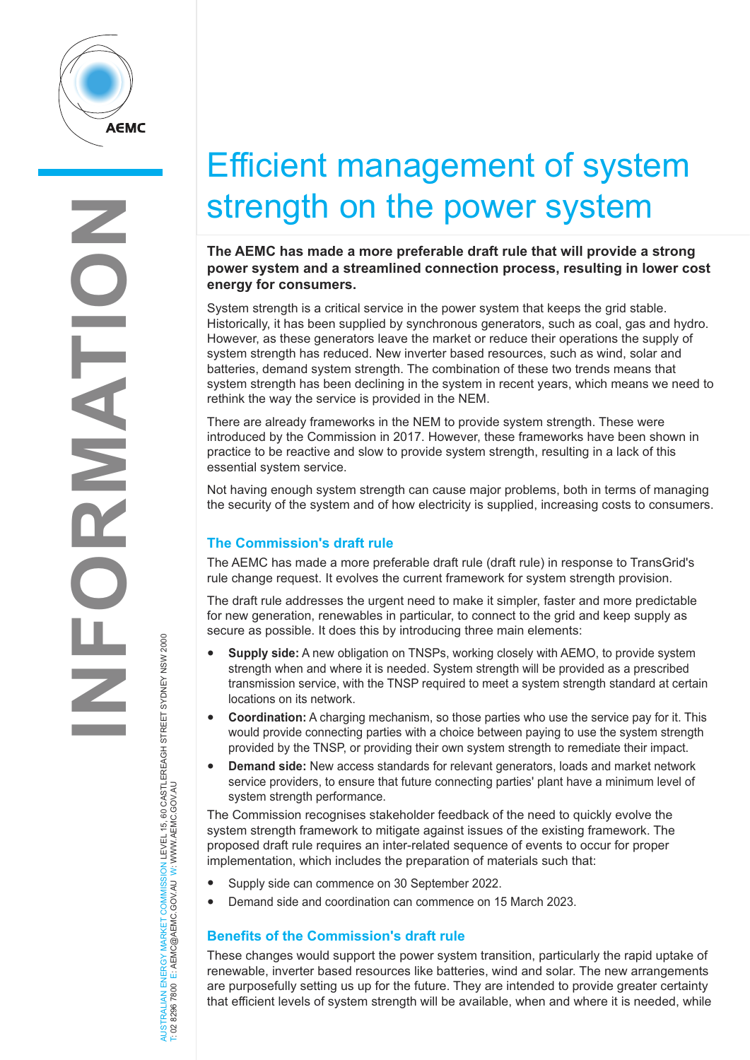# Efficient management of system strength on the power system

**The AEMC has made a more preferable draft rule that will provide a strong power system and a streamlined connection process, resulting in lower cost energy for consumers.**

System strength is a critical service in the power system that keeps the grid stable. Historically, it has been supplied by synchronous generators, such as coal, gas and hydro. However, as these generators leave the market or reduce their operations the supply of system strength has reduced. New inverter based resources, such as wind, solar and batteries, demand system strength. The combination of these two trends means that system strength has been declining in the system in recent years, which means we need to rethink the way the service is provided in the NEM.

There are already frameworks in the NEM to provide system strength. These were introduced by the Commission in 2017. However, these frameworks have been shown in practice to be reactive and slow to provide system strength, resulting in a lack of this essential system service.

Not having enough system strength can cause major problems, both in terms of managing the security of the system and of how electricity is supplied, increasing costs to consumers.

## The Commission's draft rule

The AEMC has made a more preferable draft rule (draft rule) in response to TransGrid's rule change request. It evolves the current framework for system strength provision.

The draft rule addresses the urgent need to make it simpler, faster and more predictable for new generation, renewables in particular, to connect to the grid and keep supply as secure as possible. It does this by introducing three main elements:

- **Supply side:** A new obligation on TNSPs, working closely with AEMO, to provide system strength when and where it is needed. System strength will be provided as a prescribed transmission service, with the TNSP required to meet a system strength standard at certain locations on its network.
- **Coordination:** A charging mechanism, so those parties who use the service pay for it. This would provide connecting parties with a choice between paying to use the system strength provided by the TNSP, or providing their own system strength to remediate their impact.
- **Demand side:** New access standards for relevant generators, loads and market network service providers, to ensure that future connecting parties' plant have a minimum level of system strength performance.

The Commission recognises stakeholder feedback of the need to quickly evolve the system strength framework to mitigate against issues of the existing framework. The proposed draft rule requires an inter-related sequence of events to occur for proper implementation, which includes the preparation of materials such that:

- Supply side can commence on 30 September 2022.
- Demand side and coordination can commence on 15 March 2023.

## Benefits of the Commission's draft rule

These changes would support the power system transition, particularly the rapid uptake of renewable, inverter based resources like batteries, wind and solar. The new arrangements are purposefully setting us up for the future. They are intended to provide greater certainty that efficient levels of system strength will be available, when and where it is needed, while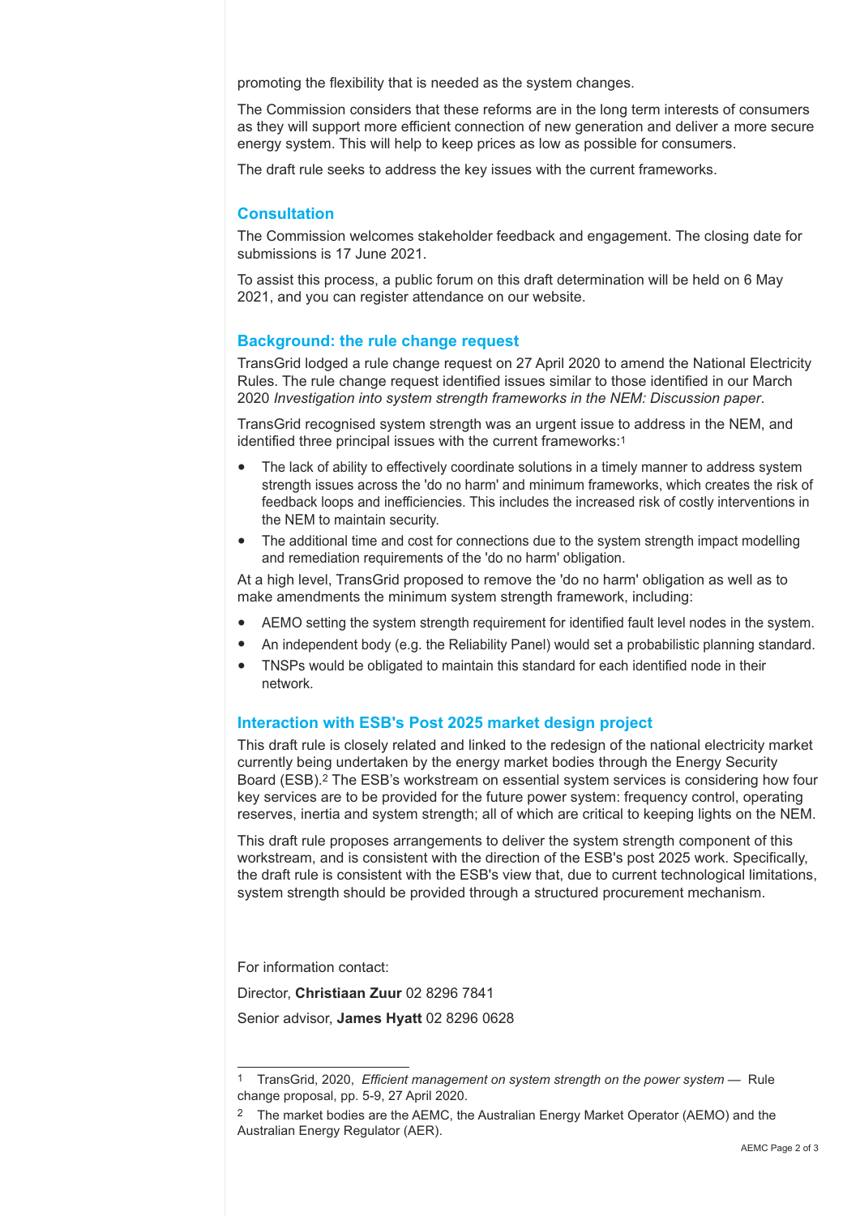promoting the flexibility that is needed as the system changes.

The Commission considers that these reforms are in the long term interests of consumers as they will support more efficient connection of new generation and deliver a more secure energy system. This will help to keep prices as low as possible for consumers.

The draft rule seeks to address the key issues with the current frameworks.

## Consultation

The Commission welcomes stakeholder feedback and engagement. The closing date for submissions is 17 June 2021.

To assist this process, a public forum on this draft determination will be held on 6 May 2021, and you can register attendance on our website.

## Background: the rule change request

TransGrid lodged a rule change request on 27 April 2020 to amend the National Electricity Rules. The rule change request identified issues similar to those identified in our March 2020 *Investigation into system strength frameworks in the NEM: Discussion paper*.

TransGrid recognised system strength was an urgent issue to address in the NEM, and identified three principal issues with the current frameworks:[1]

- The lack of ability to effectively coordinate solutions in a timely manner to address system strength issues across the 'do no harm' and minimum frameworks, which creates the risk of feedback loops and inefficiencies. This includes the increased risk of costly interventions in the NEM to maintain security.
- The additional time and cost for connections due to the system strength impact modelling and remediation requirements of the 'do no harm' obligation.

At a high level, TransGrid proposed to remove the 'do no harm' obligation as well as to make amendments the minimum system strength framework, including:

- AEMO setting the system strength requirement for identified fault level nodes in the system.
- An independent body (e.g. the Reliability Panel) would set a probabilistic planning standard.
- TNSPs would be obligated to maintain this standard for each identified node in their network.

## Interaction with ESB's Post 2025 market design project

This draft rule is closely related and linked to the redesign of the national electricity market currently being undertaken by the energy market bodies through the Energy Security Board (ESB).[2] The ESB's workstream on essential system services is considering how four key services are to be provided for the future power system: frequency control, operating reserves, inertia and system strength; all of which are critical to keeping lights on the NEM.

This draft rule proposes arrangements to deliver the system strength component of this workstream, and is consistent with the direction of the ESB's post 2025 work. Specifically, the draft rule is consistent with the ESB's view that, due to current technological limitations, system strength should be provided through a structured procurement mechanism.

For information contact:

Director, **Christiaan Zuur** 02 8296 7841

Senior advisor, **James Hyatt** 02 8296 0628

---

1 TransGrid, 2020, *Efficient management on system strength on the power system* — Rule change proposal, pp. 5-9, 27 April 2020.

2 The market bodies are the AEMC, the Australian Energy Market Operator (AEMO) and the Australian Energy Regulator (AER).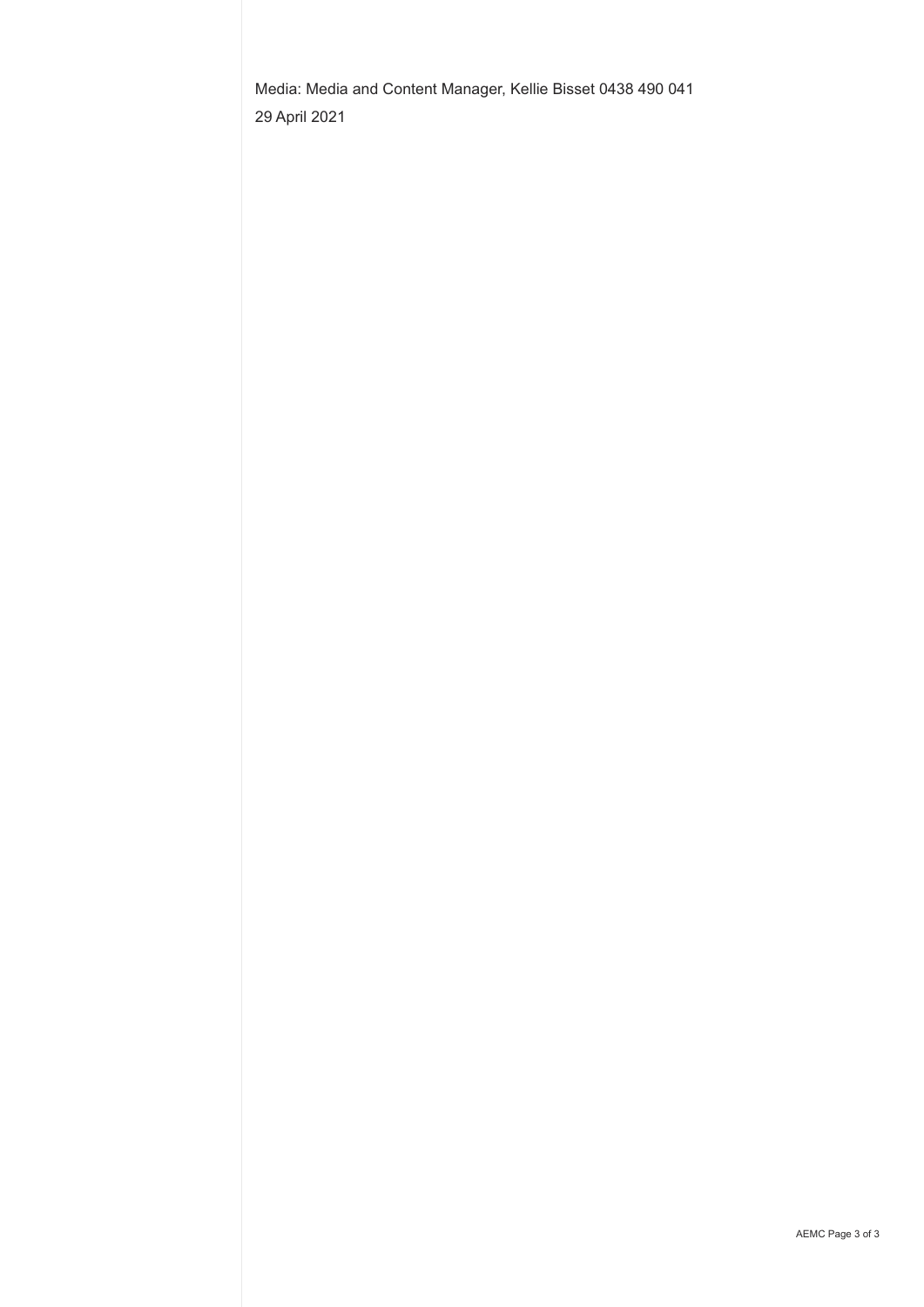Media: Media and Content Manager, Kellie Bisset 0438 490 041

29 April 2021